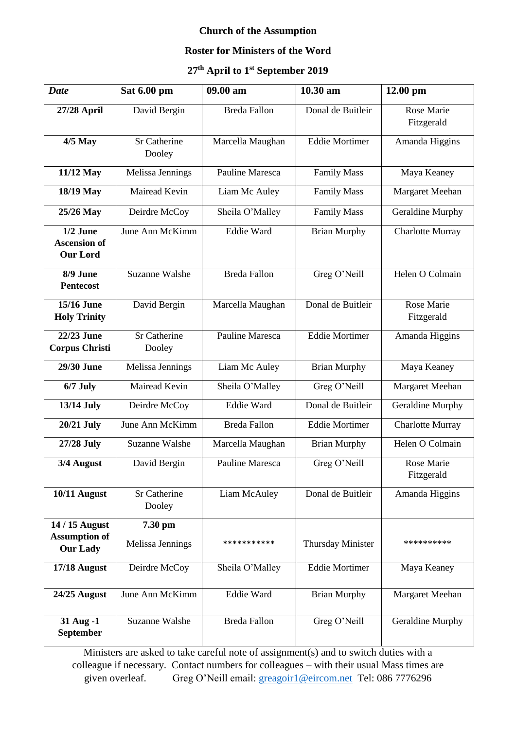**Church of the Assumption**

**Roster for Ministers of the Word**

**27th April to 1st September 2019**

| *Date* | Sat 6.00 pm | 09.00 am | 10.30 am | 12.00 pm |
|---|---|---|---|---|
| **27/28 April** | David Bergin | Breda Fallon | Donal de Buitleir | Rose Marie Fitzgerald |
| **4/5 May** | Sr Catherine Dooley | Marcella Maughan | Eddie Mortimer | Amanda Higgins |
| **11/12 May** | Melissa Jennings | Pauline Maresca | Family Mass | Maya Keaney |
| **18/19 May** | Mairead Kevin | Liam Mc Auley | Family Mass | Margaret Meehan |
| **25/26 May** | Deirdre McCoy | Sheila O'Malley | Family Mass | Geraldine Murphy |
| **1/2 June Ascension of Our Lord** | June Ann McKimm | Eddie Ward | Brian Murphy | Charlotte Murray |
| **8/9 June Pentecost** | Suzanne Walshe | Breda Fallon | Greg O'Neill | Helen O Colmain |
| **15/16 June Holy Trinity** | David Bergin | Marcella Maughan | Donal de Buitleir | Rose Marie Fitzgerald |
| **22/23 June Corpus Christi** | Sr Catherine Dooley | Pauline Maresca | Eddie Mortimer | Amanda Higgins |
| **29/30 June** | Melissa Jennings | Liam Mc Auley | Brian Murphy | Maya Keaney |
| **6/7 July** | Mairead Kevin | Sheila O'Malley | Greg O'Neill | Margaret Meehan |
| **13/14 July** | Deirdre McCoy | Eddie Ward | Donal de Buitleir | Geraldine Murphy |
| **20/21 July** | June Ann McKimm | Breda Fallon | Eddie Mortimer | Charlotte Murray |
| **27/28 July** | Suzanne Walshe | Marcella Maughan | Brian Murphy | Helen O Colmain |
| **3/4 August** | David Bergin | Pauline Maresca | Greg O'Neill | Rose Marie Fitzgerald |
| **10/11 August** | Sr Catherine Dooley | Liam McAuley | Donal de Buitleir | Amanda Higgins |
| **14 / 15 August Assumption of Our Lady** | **7.30 pm** Melissa Jennings | *********** | Thursday Minister | ********** |
| **17/18 August** | Deirdre McCoy | Sheila O'Malley | Eddie Mortimer | Maya Keaney |
| **24/25 August** | June Ann McKimm | Eddie Ward | Brian Murphy | Margaret Meehan |
| **31 Aug -1 September** | Suzanne Walshe | Breda Fallon | Greg O'Neill | Geraldine Murphy |

Ministers are asked to take careful note of assignment(s) and to switch duties with a colleague if necessary. Contact numbers for colleagues – with their usual Mass times are given overleaf. Greg O'Neill email: greagoir1@eircom.net Tel: 086 7776296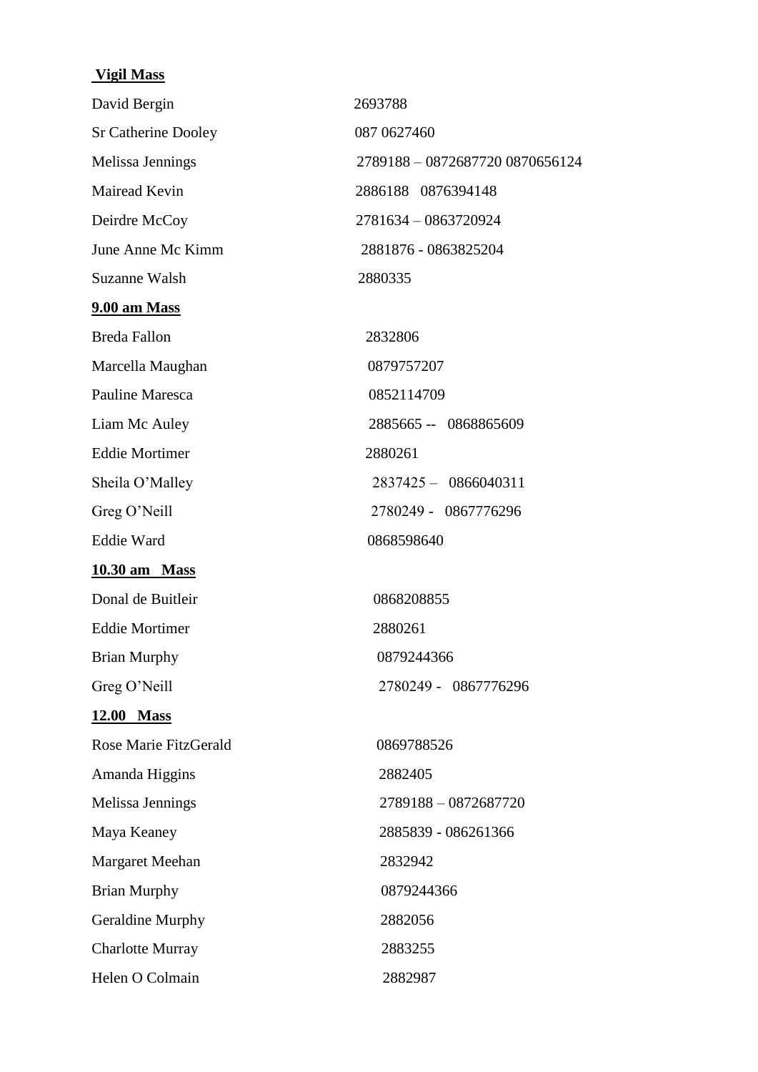**Vigil Mass**

| | |
|---|---|
| David Bergin | 2693788 |
| Sr Catherine Dooley | 087 0627460 |
| Melissa Jennings | 2789188 – 0872687720 0870656124 |
| Mairead Kevin | 2886188 0876394148 |
| Deirdre McCoy | 2781634 – 0863720924 |
| June Anne Mc Kimm | 2881876 - 0863825204 |
| Suzanne Walsh | 2880335 |

**9.00 am Mass**

| | |
|---|---|
| Breda Fallon | 2832806 |
| Marcella Maughan | 0879757207 |
| Pauline Maresca | 0852114709 |
| Liam Mc Auley | 2885665 -- 0868865609 |
| Eddie Mortimer | 2880261 |
| Sheila O'Malley | 2837425 – 0866040311 |
| Greg O'Neill | 2780249 - 0867776296 |
| Eddie Ward | 0868598640 |

**10.30 am Mass**

| | |
|---|---|
| Donal de Buitleir | 0868208855 |
| Eddie Mortimer | 2880261 |
| Brian Murphy | 0879244366 |
| Greg O'Neill | 2780249 - 0867776296 |

**12.00 Mass**

| | |
|---|---|
| Rose Marie FitzGerald | 0869788526 |
| Amanda Higgins | 2882405 |
| Melissa Jennings | 2789188 – 0872687720 |
| Maya Keaney | 2885839 - 086261366 |
| Margaret Meehan | 2832942 |
| Brian Murphy | 0879244366 |
| Geraldine Murphy | 2882056 |
| Charlotte Murray | 2883255 |
| Helen O Colmain | 2882987 |